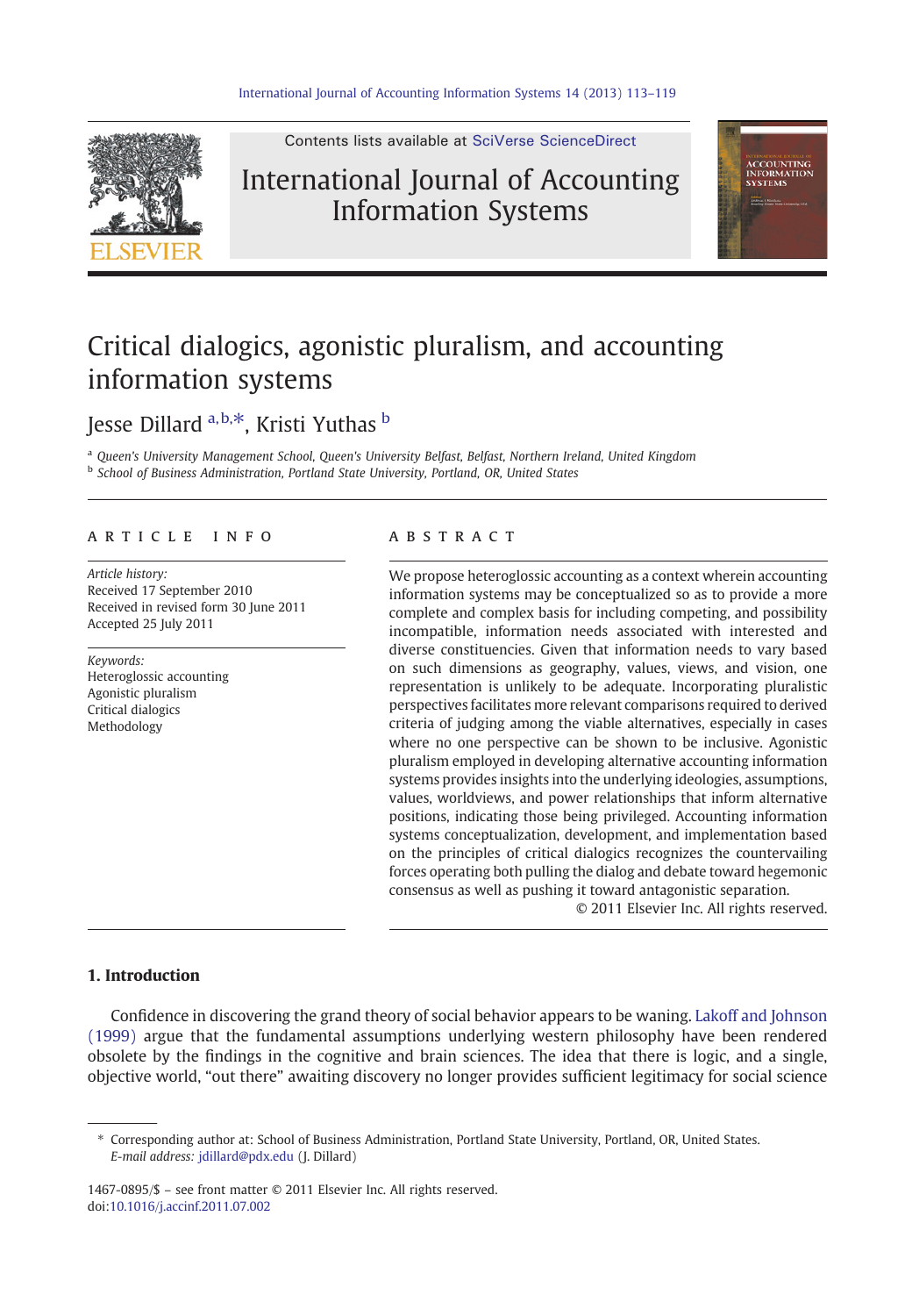# Critical dialogics, agonistic pluralism, and accounting information systems

Jesse Dillard [a,b,*], Kristi Yuthas [b]

[a] *Queen's University Management School, Queen's University Belfast, Belfast, Northern Ireland, United Kingdom*
[b] *School of Business Administration, Portland State University, Portland, OR, United States*

## ARTICLE INFO

*Article history:*
Received 17 September 2010
Received in revised form 30 June 2011
Accepted 25 July 2011

*Keywords:*
Heteroglossic accounting
Agonistic pluralism
Critical dialogics
Methodology

## ABSTRACT

We propose heteroglossic accounting as a context wherein accounting information systems may be conceptualized so as to provide a more complete and complex basis for including competing, and possibility incompatible, information needs associated with interested and diverse constituencies. Given that information needs to vary based on such dimensions as geography, values, views, and vision, one representation is unlikely to be adequate. Incorporating pluralistic perspectives facilitates more relevant comparisons required to derived criteria of judging among the viable alternatives, especially in cases where no one perspective can be shown to be inclusive. Agonistic pluralism employed in developing alternative accounting information systems provides insights into the underlying ideologies, assumptions, values, worldviews, and power relationships that inform alternative positions, indicating those being privileged. Accounting information systems conceptualization, development, and implementation based on the principles of critical dialogics recognizes the countervailing forces operating both pulling the dialog and debate toward hegemonic consensus as well as pushing it toward antagonistic separation.

© 2011 Elsevier Inc. All rights reserved.

## 1. Introduction

Confidence in discovering the grand theory of social behavior appears to be waning. Lakoff and Johnson (1999) argue that the fundamental assumptions underlying western philosophy have been rendered obsolete by the findings in the cognitive and brain sciences. The idea that there is logic, and a single, objective world, "out there" awaiting discovery no longer provides sufficient legitimacy for social science

---

\* Corresponding author at: School of Business Administration, Portland State University, Portland, OR, United States.
*E-mail address:* jdillard@pdx.edu (J. Dillard).

1467-0895/$ – see front matter © 2011 Elsevier Inc. All rights reserved.
doi:10.1016/j.accinf.2011.07.002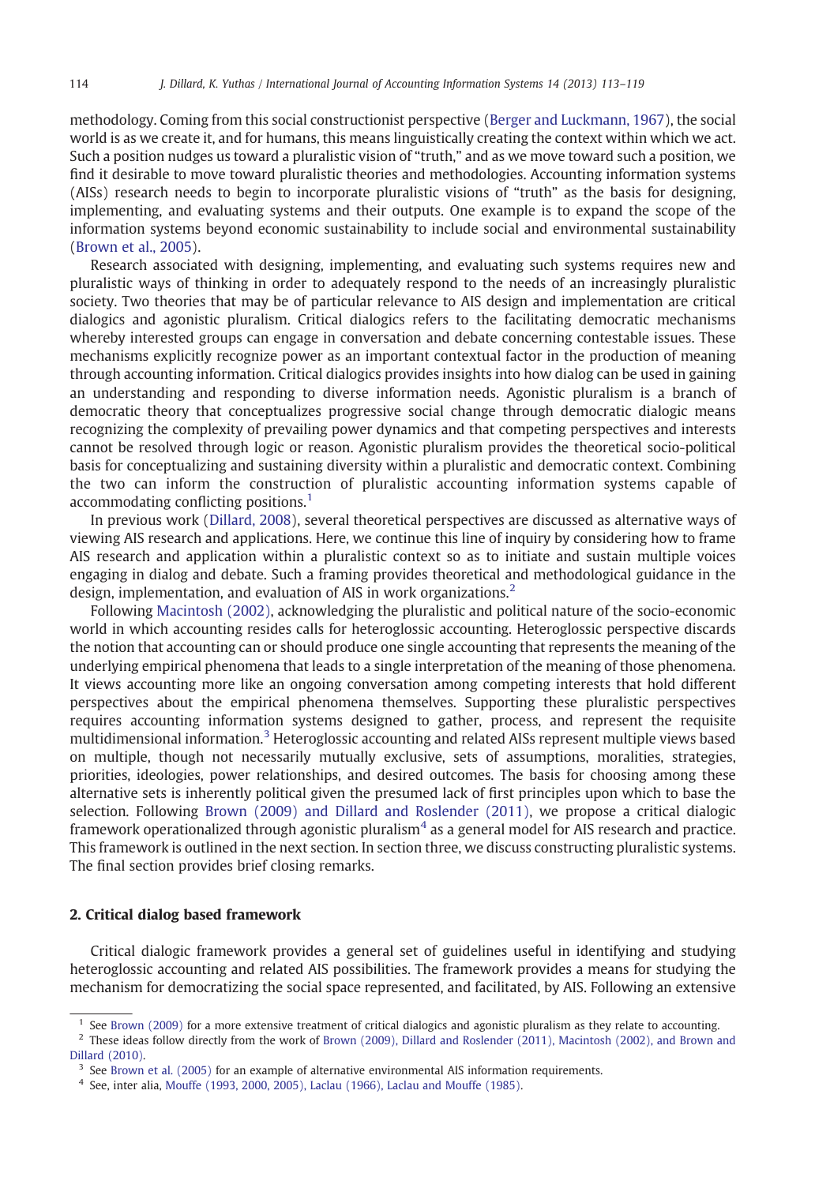methodology. Coming from this social constructionist perspective (Berger and Luckmann, 1967), the social world is as we create it, and for humans, this means linguistically creating the context within which we act. Such a position nudges us toward a pluralistic vision of "truth," and as we move toward such a position, we find it desirable to move toward pluralistic theories and methodologies. Accounting information systems (AISs) research needs to begin to incorporate pluralistic visions of "truth" as the basis for designing, implementing, and evaluating systems and their outputs. One example is to expand the scope of the information systems beyond economic sustainability to include social and environmental sustainability (Brown et al., 2005).

Research associated with designing, implementing, and evaluating such systems requires new and pluralistic ways of thinking in order to adequately respond to the needs of an increasingly pluralistic society. Two theories that may be of particular relevance to AIS design and implementation are critical dialogics and agonistic pluralism. Critical dialogics refers to the facilitating democratic mechanisms whereby interested groups can engage in conversation and debate concerning contestable issues. These mechanisms explicitly recognize power as an important contextual factor in the production of meaning through accounting information. Critical dialogics provides insights into how dialog can be used in gaining an understanding and responding to diverse information needs. Agonistic pluralism is a branch of democratic theory that conceptualizes progressive social change through democratic dialogic means recognizing the complexity of prevailing power dynamics and that competing perspectives and interests cannot be resolved through logic or reason. Agonistic pluralism provides the theoretical socio-political basis for conceptualizing and sustaining diversity within a pluralistic and democratic context. Combining the two can inform the construction of pluralistic accounting information systems capable of accommodating conflicting positions.[1]

In previous work (Dillard, 2008), several theoretical perspectives are discussed as alternative ways of viewing AIS research and applications. Here, we continue this line of inquiry by considering how to frame AIS research and application within a pluralistic context so as to initiate and sustain multiple voices engaging in dialog and debate. Such a framing provides theoretical and methodological guidance in the design, implementation, and evaluation of AIS in work organizations.[2]

Following Macintosh (2002), acknowledging the pluralistic and political nature of the socio-economic world in which accounting resides calls for heteroglossic accounting. Heteroglossic perspective discards the notion that accounting can or should produce one single accounting that represents the meaning of the underlying empirical phenomena that leads to a single interpretation of the meaning of those phenomena. It views accounting more like an ongoing conversation among competing interests that hold different perspectives about the empirical phenomena themselves. Supporting these pluralistic perspectives requires accounting information systems designed to gather, process, and represent the requisite multidimensional information.[3] Heteroglossic accounting and related AISs represent multiple views based on multiple, though not necessarily mutually exclusive, sets of assumptions, moralities, strategies, priorities, ideologies, power relationships, and desired outcomes. The basis for choosing among these alternative sets is inherently political given the presumed lack of first principles upon which to base the selection. Following Brown (2009) and Dillard and Roslender (2011), we propose a critical dialogic framework operationalized through agonistic pluralism[4] as a general model for AIS research and practice. This framework is outlined in the next section. In section three, we discuss constructing pluralistic systems. The final section provides brief closing remarks.

## 2. Critical dialog based framework

Critical dialogic framework provides a general set of guidelines useful in identifying and studying heteroglossic accounting and related AIS possibilities. The framework provides a means for studying the mechanism for democratizing the social space represented, and facilitated, by AIS. Following an extensive

---

[1] See Brown (2009) for a more extensive treatment of critical dialogics and agonistic pluralism as they relate to accounting.

[2] These ideas follow directly from the work of Brown (2009), Dillard and Roslender (2011), Macintosh (2002), and Brown and Dillard (2010).

[3] See Brown et al. (2005) for an example of alternative environmental AIS information requirements.

[4] See, inter alia, Mouffe (1993, 2000, 2005), Laclau (1966), Laclau and Mouffe (1985).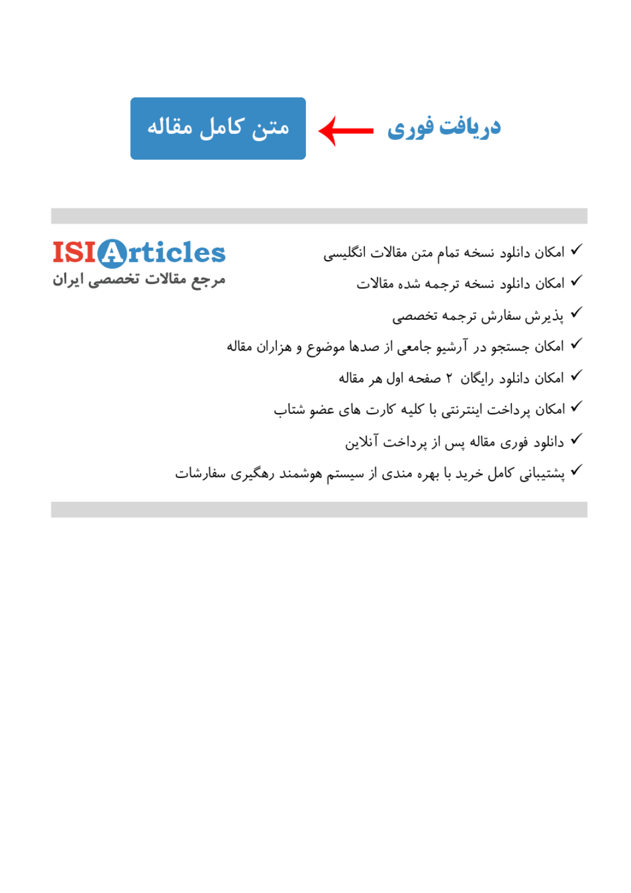دریافت فوری ← **متن کامل مقاله**

**ISIArticles**
مرجع مقالات تخصصی ایران

- ✓ امکان دانلود نسخه تمام متن مقالات انگلیسی
- ✓ امکان دانلود نسخه ترجمه شده مقالات
- ✓ پذیرش سفارش ترجمه تخصصی
- ✓ امکان جستجو در آرشیو جامعی از صدها موضوع و هزاران مقاله
- ✓ امکان دانلود رایگان ۲ صفحه اول هر مقاله
- ✓ امکان پرداخت اینترنتی با کلیه کارت های عضو شتاب
- ✓ دانلود فوری مقاله پس از پرداخت آنلاین
- ✓ پشتیبانی کامل خرید با بهره مندی از سیستم هوشمند رهگیری سفارشات